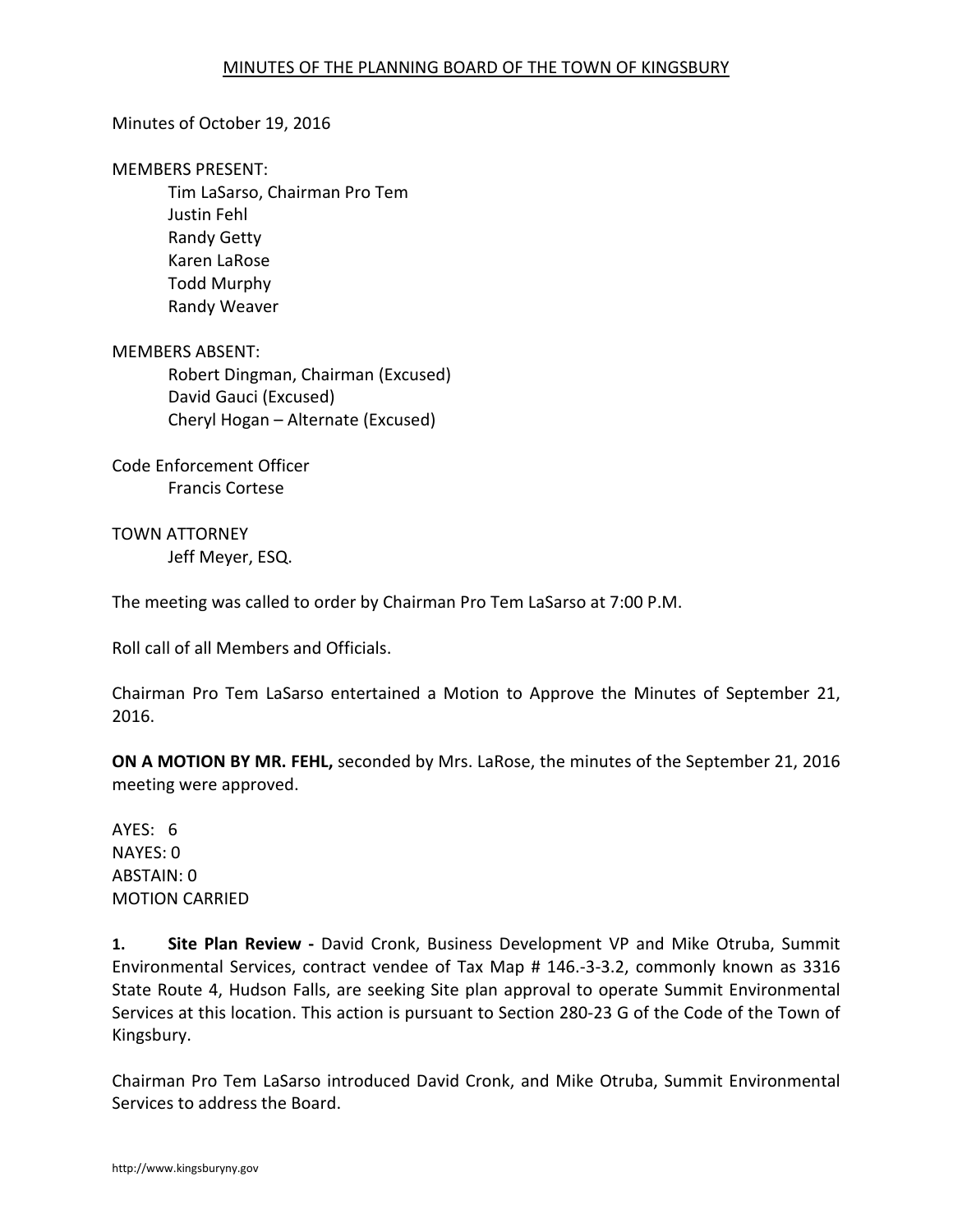# MINUTES OF THE PLANNING BOARD OF THE TOWN OF KINGSBURY

Minutes of October 19, 2016

MEMBERS PRESENT:

Tim LaSarso, Chairman Pro Tem
Justin Fehl
Randy Getty
Karen LaRose
Todd Murphy
Randy Weaver

MEMBERS ABSENT:

Robert Dingman, Chairman (Excused)
David Gauci (Excused)
Cheryl Hogan – Alternate (Excused)

Code Enforcement Officer

Francis Cortese

TOWN ATTORNEY

Jeff Meyer, ESQ.

The meeting was called to order by Chairman Pro Tem LaSarso at 7:00 P.M.

Roll call of all Members and Officials.

Chairman Pro Tem LaSarso entertained a Motion to Approve the Minutes of September 21, 2016.

**ON A MOTION BY MR. FEHL,** seconded by Mrs. LaRose, the minutes of the September 21, 2016 meeting were approved.

AYES: 6
NAYES: 0
ABSTAIN: 0
MOTION CARRIED

**1. Site Plan Review -** David Cronk, Business Development VP and Mike Otruba, Summit Environmental Services, contract vendee of Tax Map # 146.-3-3.2, commonly known as 3316 State Route 4, Hudson Falls, are seeking Site plan approval to operate Summit Environmental Services at this location. This action is pursuant to Section 280-23 G of the Code of the Town of Kingsbury.

Chairman Pro Tem LaSarso introduced David Cronk, and Mike Otruba, Summit Environmental Services to address the Board.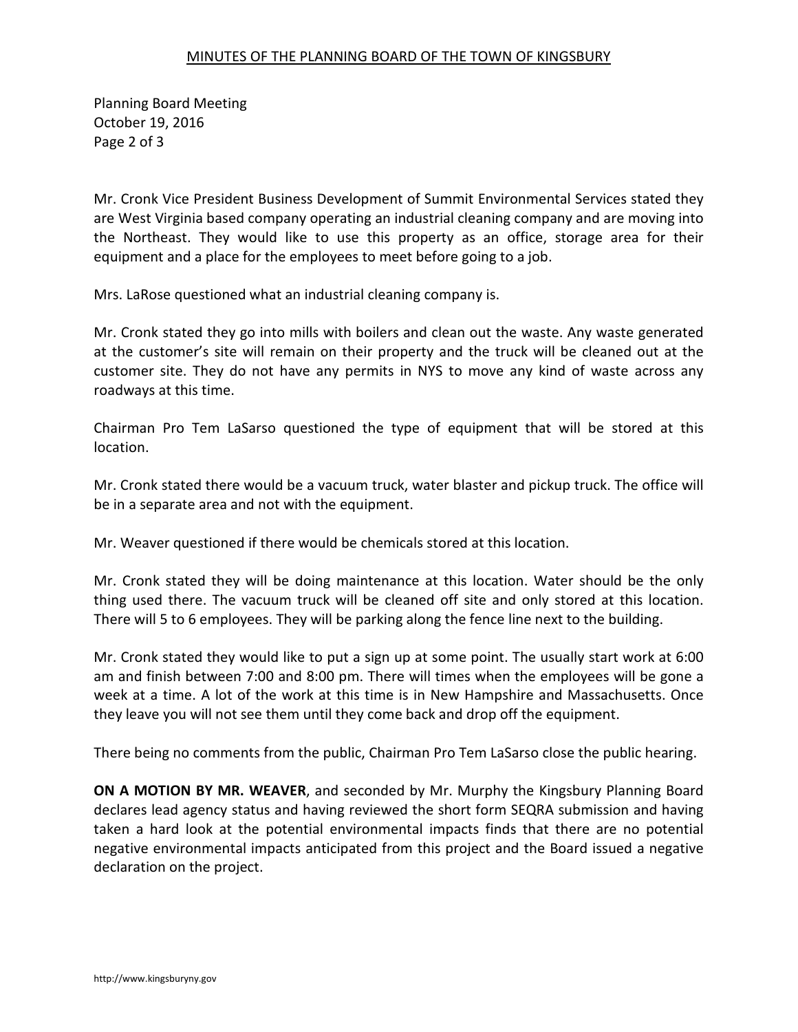Mr. Cronk Vice President Business Development of Summit Environmental Services stated they are West Virginia based company operating an industrial cleaning company and are moving into the Northeast. They would like to use this property as an office, storage area for their equipment and a place for the employees to meet before going to a job.

Mrs. LaRose questioned what an industrial cleaning company is.

Mr. Cronk stated they go into mills with boilers and clean out the waste. Any waste generated at the customer's site will remain on their property and the truck will be cleaned out at the customer site. They do not have any permits in NYS to move any kind of waste across any roadways at this time.

Chairman Pro Tem LaSarso questioned the type of equipment that will be stored at this location.

Mr. Cronk stated there would be a vacuum truck, water blaster and pickup truck. The office will be in a separate area and not with the equipment.

Mr. Weaver questioned if there would be chemicals stored at this location.

Mr. Cronk stated they will be doing maintenance at this location. Water should be the only thing used there. The vacuum truck will be cleaned off site and only stored at this location. There will 5 to 6 employees. They will be parking along the fence line next to the building.

Mr. Cronk stated they would like to put a sign up at some point. The usually start work at 6:00 am and finish between 7:00 and 8:00 pm. There will times when the employees will be gone a week at a time. A lot of the work at this time is in New Hampshire and Massachusetts. Once they leave you will not see them until they come back and drop off the equipment.

There being no comments from the public, Chairman Pro Tem LaSarso close the public hearing.

**ON A MOTION BY MR. WEAVER**, and seconded by Mr. Murphy the Kingsbury Planning Board declares lead agency status and having reviewed the short form SEQRA submission and having taken a hard look at the potential environmental impacts finds that there are no potential negative environmental impacts anticipated from this project and the Board issued a negative declaration on the project.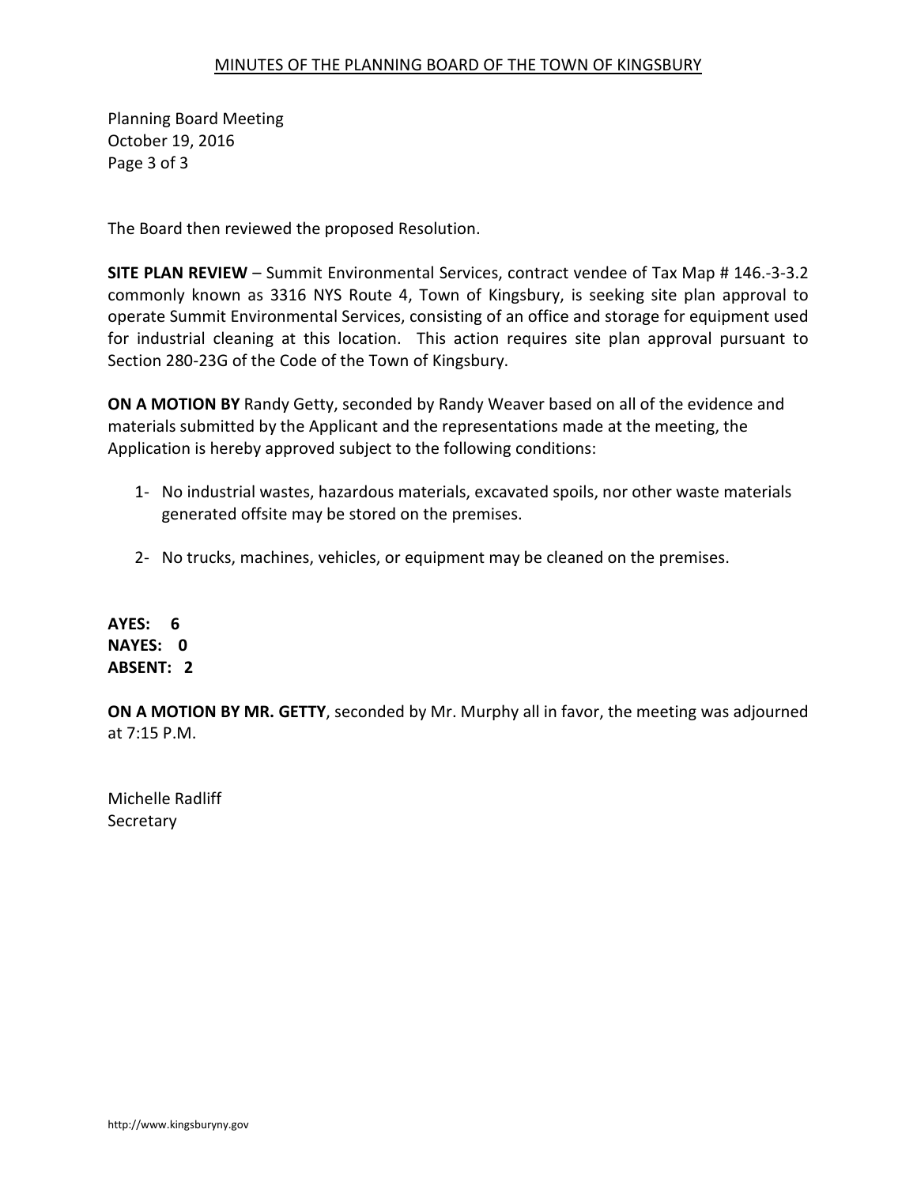MINUTES OF THE PLANNING BOARD OF THE TOWN OF KINGSBURY

Planning Board Meeting
October 19, 2016

The Board then reviewed the proposed Resolution.

**SITE PLAN REVIEW** – Summit Environmental Services, contract vendee of Tax Map # 146.-3-3.2 commonly known as 3316 NYS Route 4, Town of Kingsbury, is seeking site plan approval to operate Summit Environmental Services, consisting of an office and storage for equipment used for industrial cleaning at this location. This action requires site plan approval pursuant to Section 280-23G of the Code of the Town of Kingsbury.

**ON A MOTION BY** Randy Getty, seconded by Randy Weaver based on all of the evidence and materials submitted by the Applicant and the representations made at the meeting, the Application is hereby approved subject to the following conditions:

1- No industrial wastes, hazardous materials, excavated spoils, nor other waste materials generated offsite may be stored on the premises.

2- No trucks, machines, vehicles, or equipment may be cleaned on the premises.

**AYES: 6**
**NAYES: 0**
**ABSENT: 2**

**ON A MOTION BY MR. GETTY**, seconded by Mr. Murphy all in favor, the meeting was adjourned at 7:15 P.M.

Michelle Radliff
Secretary

http://www.kingsburyny.gov